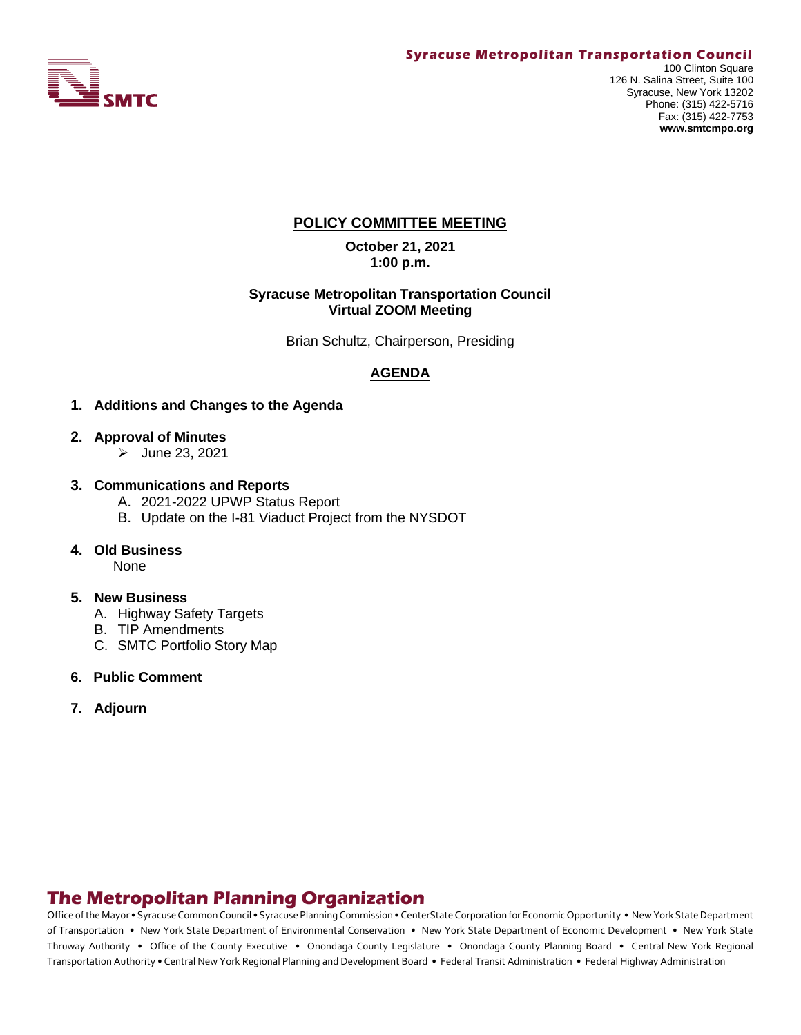**Syracuse Metropolitan Transportation Council**

SMTC

100 Clinton Square
126 N. Salina Street, Suite 100
Syracuse, New York 13202
Phone: (315) 422-5716
Fax: (315) 422-7753
**www.smtcmpo.org**

# POLICY COMMITTEE MEETING

**October 21, 2021**
**1:00 p.m.**

**Syracuse Metropolitan Transportation Council**
**Virtual ZOOM Meeting**

Brian Schultz, Chairperson, Presiding

## AGENDA

1. **Additions and Changes to the Agenda**

2. **Approval of Minutes**
   - June 23, 2021

3. **Communications and Reports**
   - A. 2021-2022 UPWP Status Report
   - B. Update on the I-81 Viaduct Project from the NYSDOT

4. **Old Business**
   None

5. **New Business**
   - A. Highway Safety Targets
   - B. TIP Amendments
   - C. SMTC Portfolio Story Map

6. **Public Comment**

7. **Adjourn**

## The Metropolitan Planning Organization

Office of the Mayor • Syracuse Common Council • Syracuse Planning Commission • CenterState Corporation for Economic Opportunity • New York State Department of Transportation • New York State Department of Environmental Conservation • New York State Department of Economic Development • New York State Thruway Authority • Office of the County Executive • Onondaga County Legislature • Onondaga County Planning Board • Central New York Regional Transportation Authority • Central New York Regional Planning and Development Board • Federal Transit Administration • Federal Highway Administration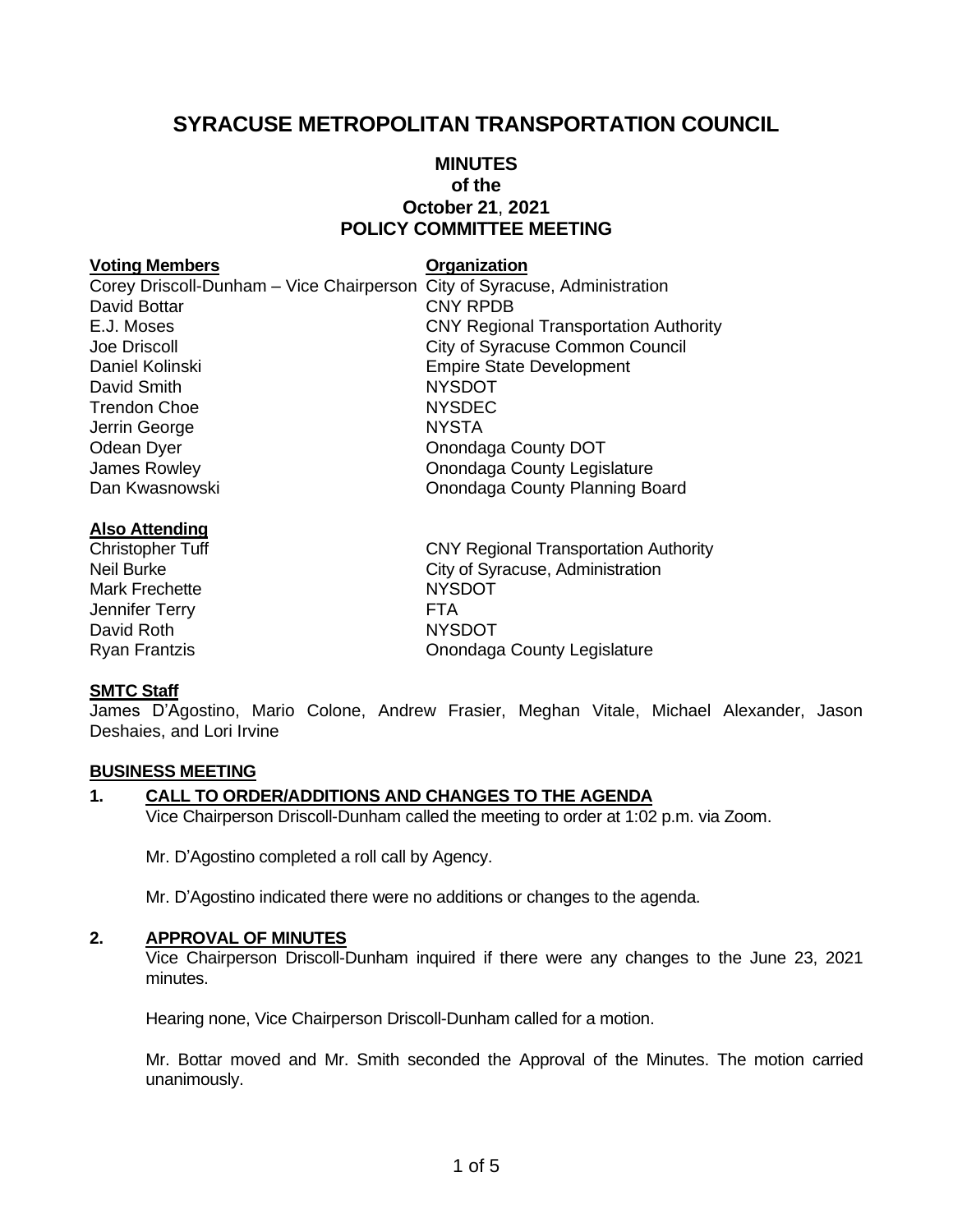# SYRACUSE METROPOLITAN TRANSPORTATION COUNCIL

## MINUTES
### of the
### October 21, 2021
### POLICY COMMITTEE MEETING

| Voting Members | Organization |
|---|---|
| Corey Driscoll-Dunham – Vice Chairperson | City of Syracuse, Administration |
| David Bottar | CNY RPDB |
| E.J. Moses | CNY Regional Transportation Authority |
| Joe Driscoll | City of Syracuse Common Council |
| Daniel Kolinski | Empire State Development |
| David Smith | NYSDOT |
| Trendon Choe | NYSDEC |
| Jerrin George | NYSTA |
| Odean Dyer | Onondaga County DOT |
| James Rowley | Onondaga County Legislature |
| Dan Kwasnowski | Onondaga County Planning Board |

**Also Attending**

| | |
|---|---|
| Christopher Tuff | CNY Regional Transportation Authority |
| Neil Burke | City of Syracuse, Administration |
| Mark Frechette | NYSDOT |
| Jennifer Terry | FTA |
| David Roth | NYSDOT |
| Ryan Frantzis | Onondaga County Legislature |

**SMTC Staff**

James D'Agostino, Mario Colone, Andrew Frasier, Meghan Vitale, Michael Alexander, Jason Deshaies, and Lori Irvine

**BUSINESS MEETING**

**1. CALL TO ORDER/ADDITIONS AND CHANGES TO THE AGENDA**

Vice Chairperson Driscoll-Dunham called the meeting to order at 1:02 p.m. via Zoom.

Mr. D'Agostino completed a roll call by Agency.

Mr. D'Agostino indicated there were no additions or changes to the agenda.

**2. APPROVAL OF MINUTES**

Vice Chairperson Driscoll-Dunham inquired if there were any changes to the June 23, 2021 minutes.

Hearing none, Vice Chairperson Driscoll-Dunham called for a motion.

Mr. Bottar moved and Mr. Smith seconded the Approval of the Minutes. The motion carried unanimously.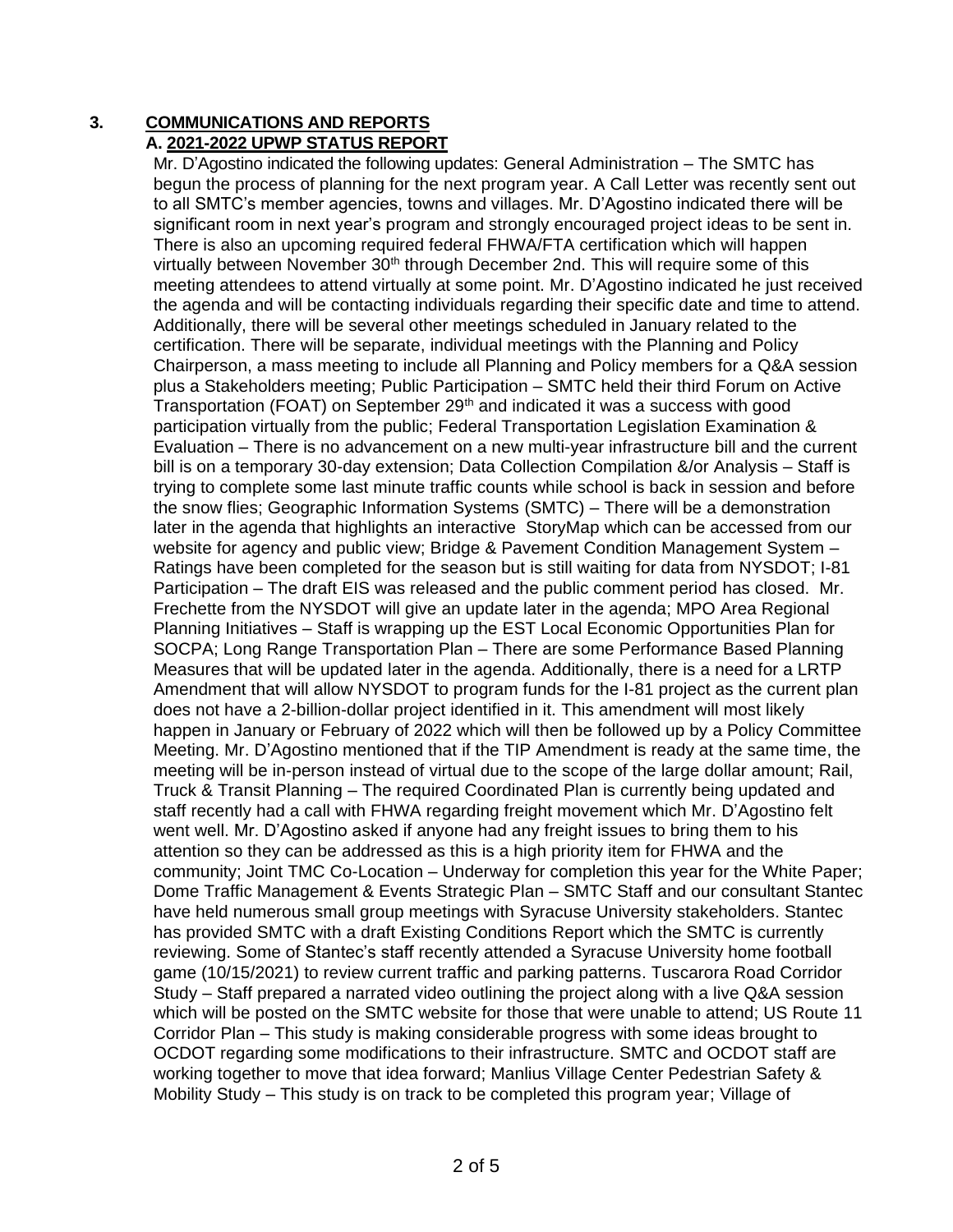## 3. COMMUNICATIONS AND REPORTS

### A. 2021-2022 UPWP STATUS REPORT

Mr. D'Agostino indicated the following updates: General Administration – The SMTC has begun the process of planning for the next program year. A Call Letter was recently sent out to all SMTC's member agencies, towns and villages. Mr. D'Agostino indicated there will be significant room in next year's program and strongly encouraged project ideas to be sent in. There is also an upcoming required federal FHWA/FTA certification which will happen virtually between November 30th through December 2nd. This will require some of this meeting attendees to attend virtually at some point. Mr. D'Agostino indicated he just received the agenda and will be contacting individuals regarding their specific date and time to attend. Additionally, there will be several other meetings scheduled in January related to the certification. There will be separate, individual meetings with the Planning and Policy Chairperson, a mass meeting to include all Planning and Policy members for a Q&A session plus a Stakeholders meeting; Public Participation – SMTC held their third Forum on Active Transportation (FOAT) on September 29th and indicated it was a success with good participation virtually from the public; Federal Transportation Legislation Examination & Evaluation – There is no advancement on a new multi-year infrastructure bill and the current bill is on a temporary 30-day extension; Data Collection Compilation &/or Analysis – Staff is trying to complete some last minute traffic counts while school is back in session and before the snow flies; Geographic Information Systems (SMTC) – There will be a demonstration later in the agenda that highlights an interactive StoryMap which can be accessed from our website for agency and public view; Bridge & Pavement Condition Management System – Ratings have been completed for the season but is still waiting for data from NYSDOT; I-81 Participation – The draft EIS was released and the public comment period has closed. Mr. Frechette from the NYSDOT will give an update later in the agenda; MPO Area Regional Planning Initiatives – Staff is wrapping up the EST Local Economic Opportunities Plan for SOCPA; Long Range Transportation Plan – There are some Performance Based Planning Measures that will be updated later in the agenda. Additionally, there is a need for a LRTP Amendment that will allow NYSDOT to program funds for the I-81 project as the current plan does not have a 2-billion-dollar project identified in it. This amendment will most likely happen in January or February of 2022 which will then be followed up by a Policy Committee Meeting. Mr. D'Agostino mentioned that if the TIP Amendment is ready at the same time, the meeting will be in-person instead of virtual due to the scope of the large dollar amount; Rail, Truck & Transit Planning – The required Coordinated Plan is currently being updated and staff recently had a call with FHWA regarding freight movement which Mr. D'Agostino felt went well. Mr. D'Agostino asked if anyone had any freight issues to bring them to his attention so they can be addressed as this is a high priority item for FHWA and the community; Joint TMC Co-Location – Underway for completion this year for the White Paper; Dome Traffic Management & Events Strategic Plan – SMTC Staff and our consultant Stantec have held numerous small group meetings with Syracuse University stakeholders. Stantec has provided SMTC with a draft Existing Conditions Report which the SMTC is currently reviewing. Some of Stantec's staff recently attended a Syracuse University home football game (10/15/2021) to review current traffic and parking patterns. Tuscarora Road Corridor Study – Staff prepared a narrated video outlining the project along with a live Q&A session which will be posted on the SMTC website for those that were unable to attend; US Route 11 Corridor Plan – This study is making considerable progress with some ideas brought to OCDOT regarding some modifications to their infrastructure. SMTC and OCDOT staff are working together to move that idea forward; Manlius Village Center Pedestrian Safety & Mobility Study – This study is on track to be completed this program year; Village of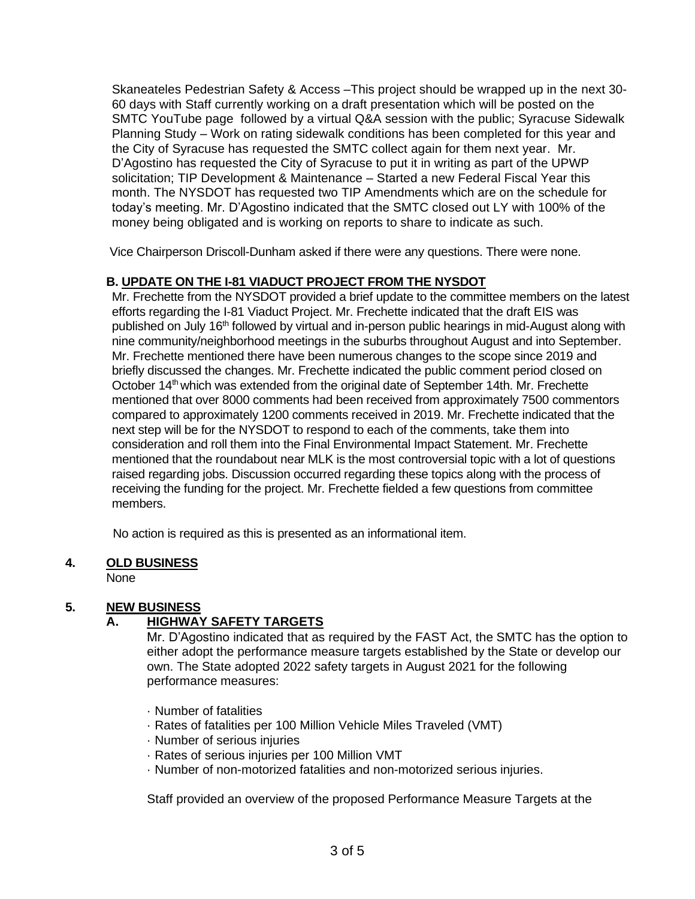Skaneateles Pedestrian Safety & Access –This project should be wrapped up in the next 30-60 days with Staff currently working on a draft presentation which will be posted on the SMTC YouTube page followed by a virtual Q&A session with the public; Syracuse Sidewalk Planning Study – Work on rating sidewalk conditions has been completed for this year and the City of Syracuse has requested the SMTC collect again for them next year. Mr. D'Agostino has requested the City of Syracuse to put it in writing as part of the UPWP solicitation; TIP Development & Maintenance – Started a new Federal Fiscal Year this month. The NYSDOT has requested two TIP Amendments which are on the schedule for today's meeting. Mr. D'Agostino indicated that the SMTC closed out LY with 100% of the money being obligated and is working on reports to share to indicate as such.

Vice Chairperson Driscoll-Dunham asked if there were any questions. There were none.

**B. UPDATE ON THE I-81 VIADUCT PROJECT FROM THE NYSDOT**

Mr. Frechette from the NYSDOT provided a brief update to the committee members on the latest efforts regarding the I-81 Viaduct Project. Mr. Frechette indicated that the draft EIS was published on July 16th followed by virtual and in-person public hearings in mid-August along with nine community/neighborhood meetings in the suburbs throughout August and into September. Mr. Frechette mentioned there have been numerous changes to the scope since 2019 and briefly discussed the changes. Mr. Frechette indicated the public comment period closed on October 14th which was extended from the original date of September 14th. Mr. Frechette mentioned that over 8000 comments had been received from approximately 7500 commentors compared to approximately 1200 comments received in 2019. Mr. Frechette indicated that the next step will be for the NYSDOT to respond to each of the comments, take them into consideration and roll them into the Final Environmental Impact Statement. Mr. Frechette mentioned that the roundabout near MLK is the most controversial topic with a lot of questions raised regarding jobs. Discussion occurred regarding these topics along with the process of receiving the funding for the project. Mr. Frechette fielded a few questions from committee members.

No action is required as this is presented as an informational item.

**4. OLD BUSINESS**

None

**5. NEW BUSINESS**

**A. HIGHWAY SAFETY TARGETS**

Mr. D'Agostino indicated that as required by the FAST Act, the SMTC has the option to either adopt the performance measure targets established by the State or develop our own. The State adopted 2022 safety targets in August 2021 for the following performance measures:

- Number of fatalities
- Rates of fatalities per 100 Million Vehicle Miles Traveled (VMT)
- Number of serious injuries
- Rates of serious injuries per 100 Million VMT
- Number of non-motorized fatalities and non-motorized serious injuries.

Staff provided an overview of the proposed Performance Measure Targets at the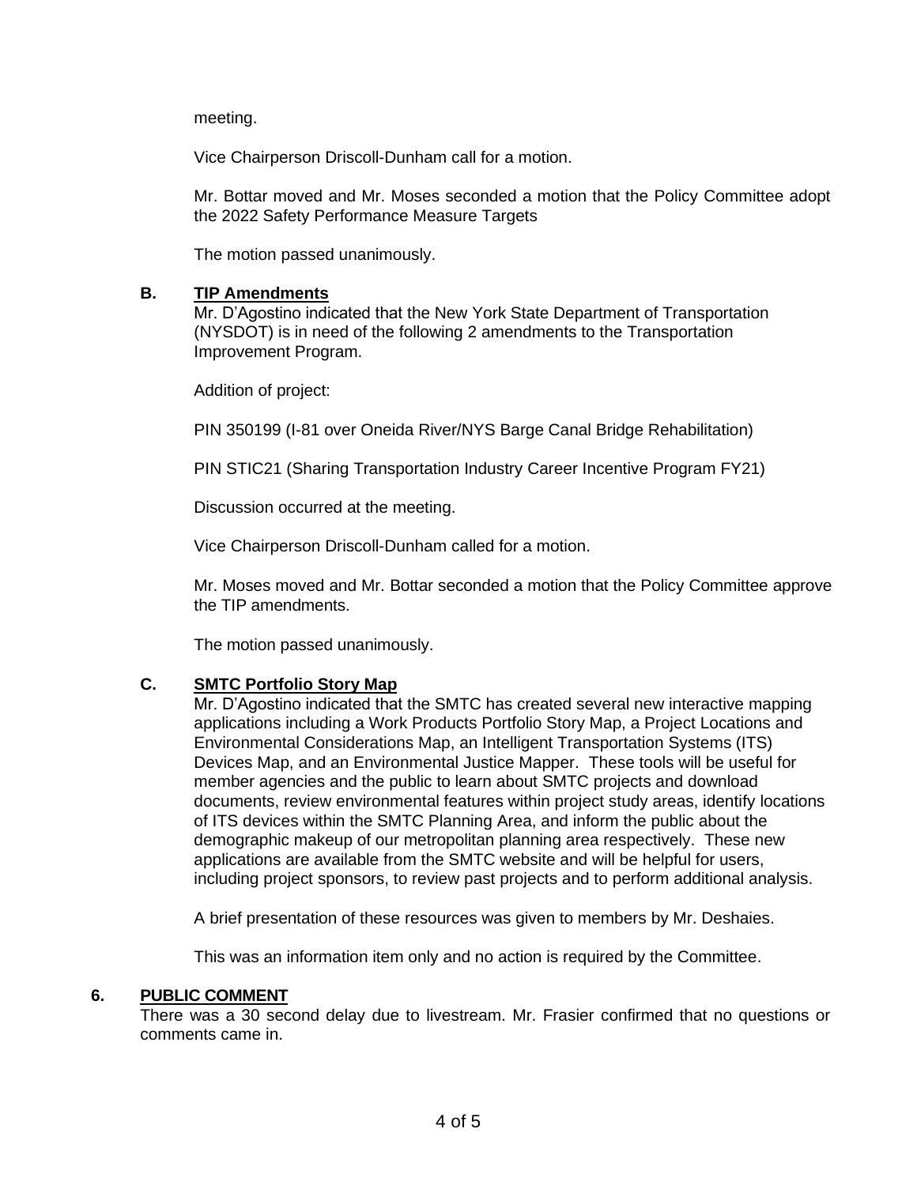meeting.

Vice Chairperson Driscoll-Dunham call for a motion.

Mr. Bottar moved and Mr. Moses seconded a motion that the Policy Committee adopt the 2022 Safety Performance Measure Targets

The motion passed unanimously.

### B. TIP Amendments

Mr. D'Agostino indicated that the New York State Department of Transportation (NYSDOT) is in need of the following 2 amendments to the Transportation Improvement Program.

Addition of project:

PIN 350199 (I-81 over Oneida River/NYS Barge Canal Bridge Rehabilitation)

PIN STIC21 (Sharing Transportation Industry Career Incentive Program FY21)

Discussion occurred at the meeting.

Vice Chairperson Driscoll-Dunham called for a motion.

Mr. Moses moved and Mr. Bottar seconded a motion that the Policy Committee approve the TIP amendments.

The motion passed unanimously.

### C. SMTC Portfolio Story Map

Mr. D'Agostino indicated that the SMTC has created several new interactive mapping applications including a Work Products Portfolio Story Map, a Project Locations and Environmental Considerations Map, an Intelligent Transportation Systems (ITS) Devices Map, and an Environmental Justice Mapper. These tools will be useful for member agencies and the public to learn about SMTC projects and download documents, review environmental features within project study areas, identify locations of ITS devices within the SMTC Planning Area, and inform the public about the demographic makeup of our metropolitan planning area respectively. These new applications are available from the SMTC website and will be helpful for users, including project sponsors, to review past projects and to perform additional analysis.

A brief presentation of these resources was given to members by Mr. Deshaies.

This was an information item only and no action is required by the Committee.

## 6. PUBLIC COMMENT

There was a 30 second delay due to livestream. Mr. Frasier confirmed that no questions or comments came in.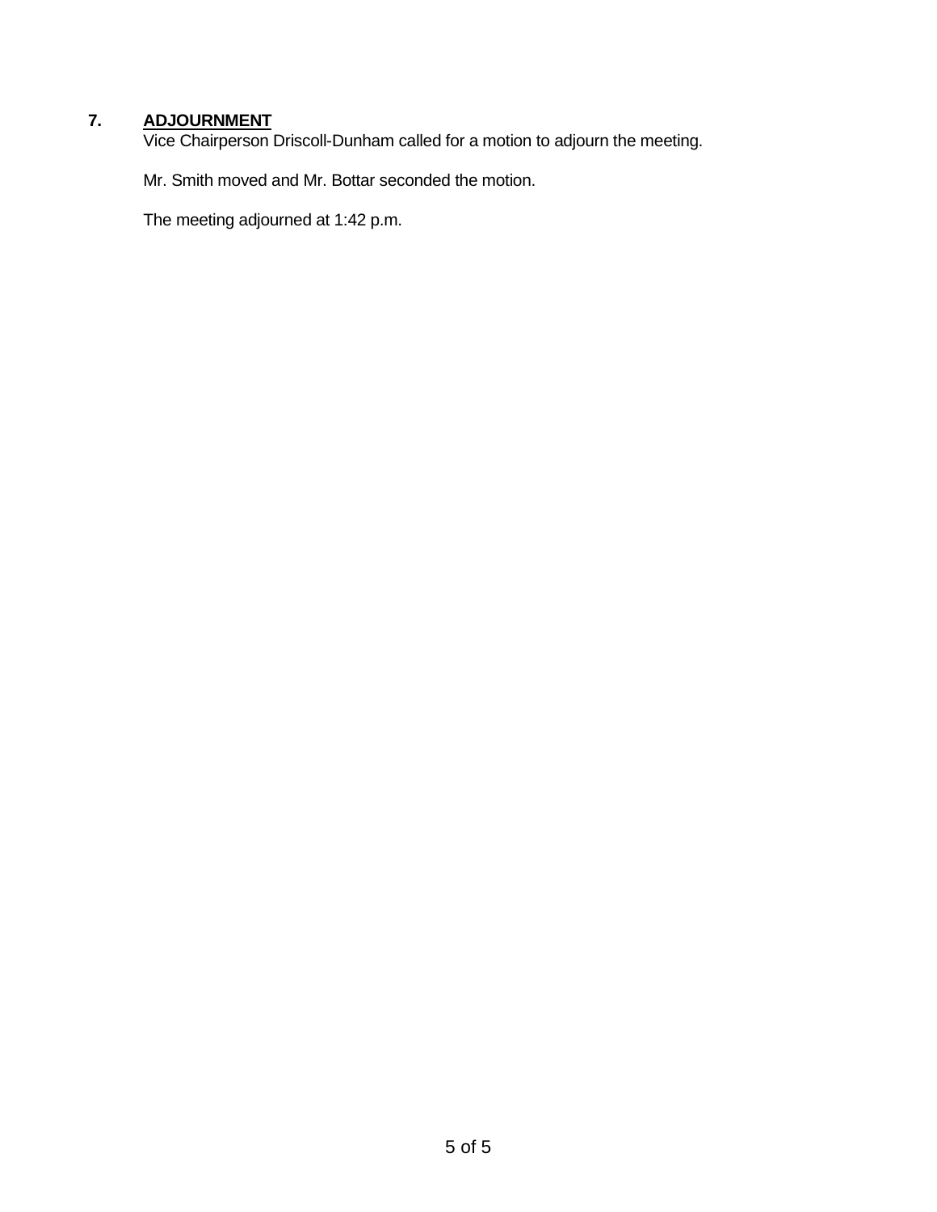## 7. ADJOURNMENT

Vice Chairperson Driscoll-Dunham called for a motion to adjourn the meeting.

Mr. Smith moved and Mr. Bottar seconded the motion.

The meeting adjourned at 1:42 p.m.